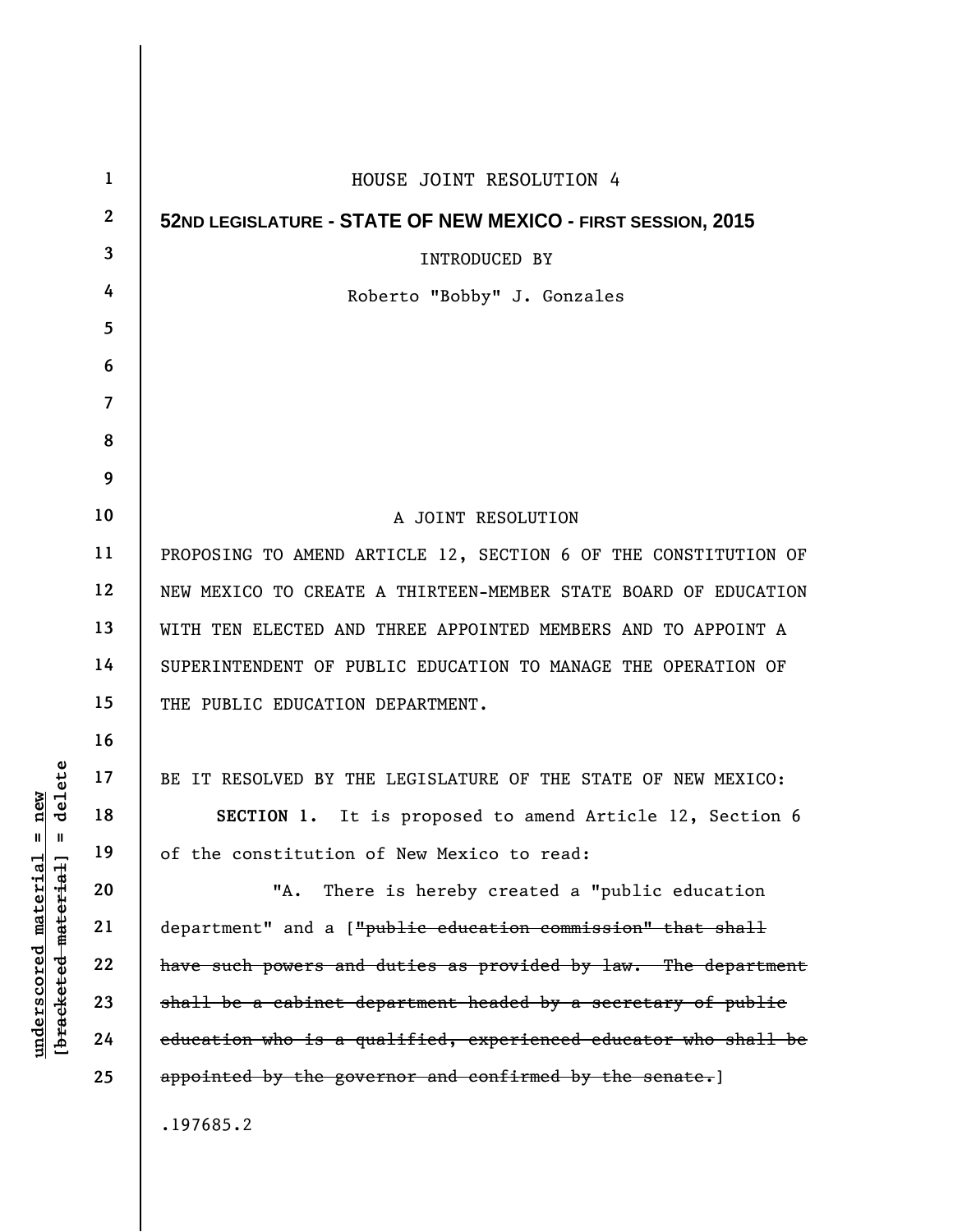HOUSE JOINT RESOLUTION 4

**52ND LEGISLATURE - STATE OF NEW MEXICO - FIRST SESSION, 2015**

INTRODUCED BY

Roberto "Bobby" J. Gonzales

A JOINT RESOLUTION

PROPOSING TO AMEND ARTICLE 12, SECTION 6 OF THE CONSTITUTION OF NEW MEXICO TO CREATE A THIRTEEN-MEMBER STATE BOARD OF EDUCATION WITH TEN ELECTED AND THREE APPOINTED MEMBERS AND TO APPOINT A SUPERINTENDENT OF PUBLIC EDUCATION TO MANAGE THE OPERATION OF THE PUBLIC EDUCATION DEPARTMENT.

BE IT RESOLVED BY THE LEGISLATURE OF THE STATE OF NEW MEXICO:

**SECTION 1.** It is proposed to amend Article 12, Section 6 of the constitution of New Mexico to read:

"A. There is hereby created a "public education department" and a [~~"public education commission" that shall have such powers and duties as provided by law. The department shall be a cabinet department headed by a secretary of public education who is a qualified, experienced educator who shall be appointed by the governor and confirmed by the senate.~~]

.197685.2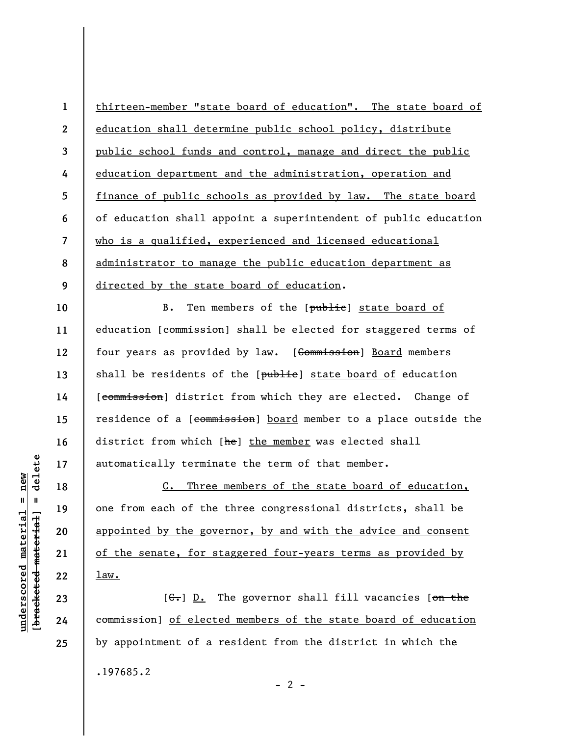thirteen-member "state board of education". The state board of education shall determine public school policy, distribute public school funds and control, manage and direct the public education department and the administration, operation and finance of public schools as provided by law. The state board of education shall appoint a superintendent of public education who is a qualified, experienced and licensed educational administrator to manage the public education department as directed by the state board of education.

B. Ten members of the [~~public~~] state board of education [~~commission~~] shall be elected for staggered terms of four years as provided by law. [~~Commission~~] Board members shall be residents of the [~~public~~] state board of education [~~commission~~] district from which they are elected. Change of residence of a [~~commission~~] board member to a place outside the district from which [~~he~~] the member was elected shall automatically terminate the term of that member.

C. Three members of the state board of education, one from each of the three congressional districts, shall be appointed by the governor, by and with the advice and consent of the senate, for staggered four-years terms as provided by law.

[~~C.~~] D. The governor shall fill vacancies [~~on the commission~~] of elected members of the state board of education by appointment of a resident from the district in which the

.197685.2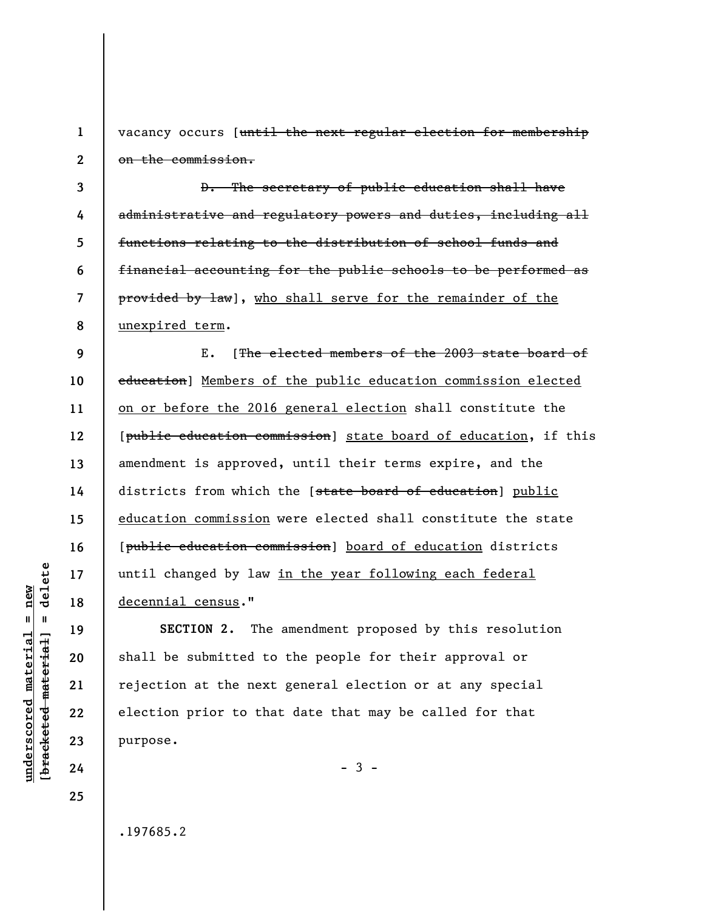vacancy occurs [~~until the next regular election for membership on the commission.~~

~~D. The secretary of public education shall have administrative and regulatory powers and duties, including all functions relating to the distribution of school funds and financial accounting for the public schools to be performed as provided by law~~], <u>who shall serve for the remainder of the unexpired term</u>.

E. [~~The elected members of the 2003 state board of education~~] <u>Members of the public education commission elected on or before the 2016 general election</u> shall constitute the [~~public education commission~~] <u>state board of education</u>, if this amendment is approved, until their terms expire, and the districts from which the [~~state board of education~~] <u>public education commission</u> were elected shall constitute the state [~~public education commission~~] <u>board of education</u> districts until changed by law <u>in the year following each federal decennial census</u>."

**SECTION 2.** The amendment proposed by this resolution shall be submitted to the people for their approval or rejection at the next general election or at any special election prior to that date that may be called for that purpose.

.197685.2